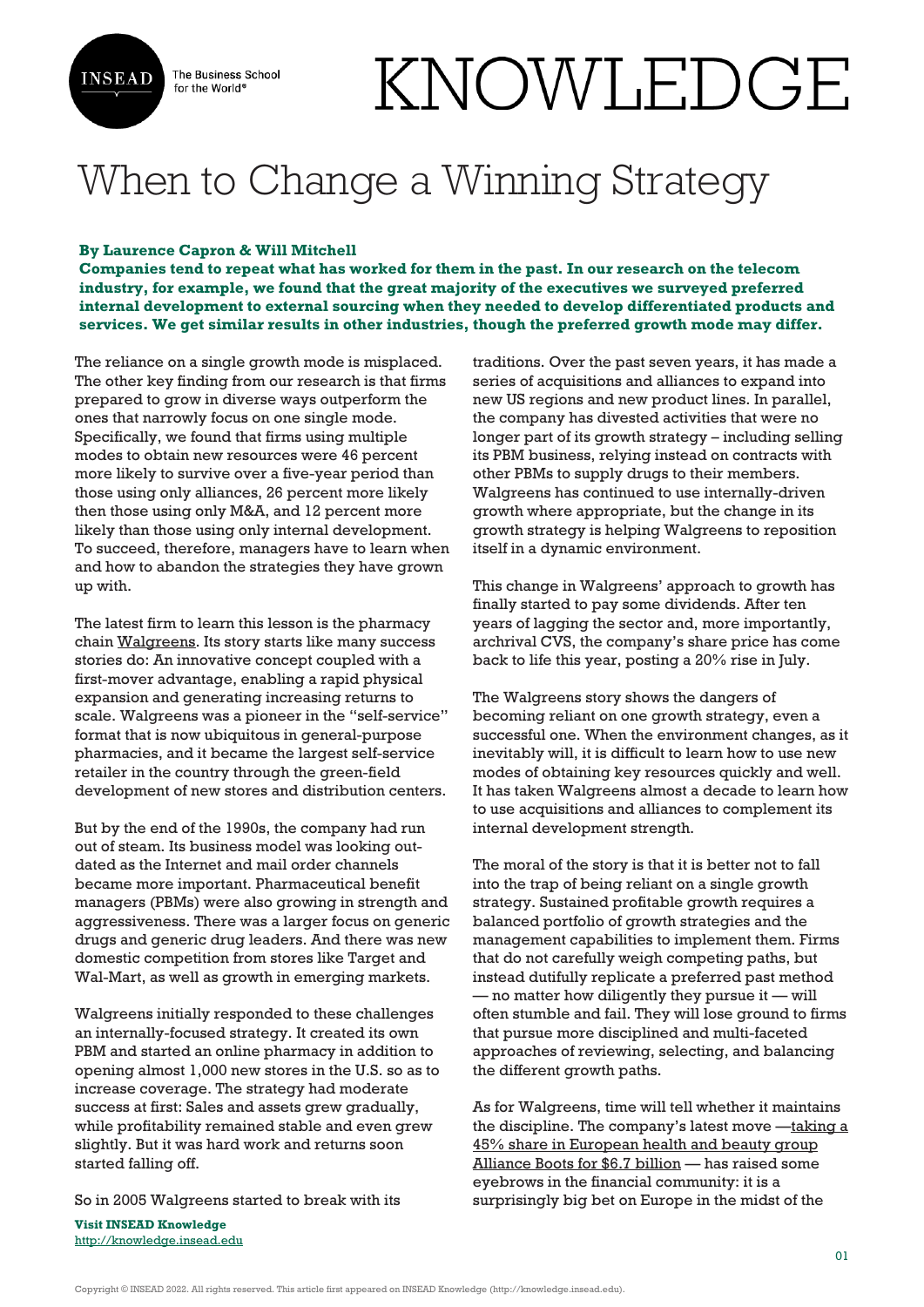# When to Change a Winning Strategy

**By Laurence Capron & Will Mitchell**

**Companies tend to repeat what has worked for them in the past. In our research on the telecom industry, for example, we found that the great majority of the executives we surveyed preferred internal development to external sourcing when they needed to develop differentiated products and services. We get similar results in other industries, though the preferred growth mode may differ.**

The reliance on a single growth mode is misplaced. The other key finding from our research is that firms prepared to grow in diverse ways outperform the ones that narrowly focus on one single mode. Specifically, we found that firms using multiple modes to obtain new resources were 46 percent more likely to survive over a five-year period than those using only alliances, 26 percent more likely then those using only M&A, and 12 percent more likely than those using only internal development. To succeed, therefore, managers have to learn when and how to abandon the strategies they have grown up with.

The latest firm to learn this lesson is the pharmacy chain Walgreens. Its story starts like many success stories do: An innovative concept coupled with a first-mover advantage, enabling a rapid physical expansion and generating increasing returns to scale. Walgreens was a pioneer in the "self-service" format that is now ubiquitous in general-purpose pharmacies, and it became the largest self-service retailer in the country through the green-field development of new stores and distribution centers.

But by the end of the 1990s, the company had run out of steam. Its business model was looking out-dated as the Internet and mail order channels became more important. Pharmaceutical benefit managers (PBMs) were also growing in strength and aggressiveness. There was a larger focus on generic drugs and generic drug leaders. And there was new domestic competition from stores like Target and Wal-Mart, as well as growth in emerging markets.

Walgreens initially responded to these challenges an internally-focused strategy. It created its own PBM and started an online pharmacy in addition to opening almost 1,000 new stores in the U.S. so as to increase coverage. The strategy had moderate success at first: Sales and assets grew gradually, while profitability remained stable and even grew slightly. But it was hard work and returns soon started falling off.

So in 2005 Walgreens started to break with its traditions. Over the past seven years, it has made a series of acquisitions and alliances to expand into new US regions and new product lines. In parallel, the company has divested activities that were no longer part of its growth strategy – including selling its PBM business, relying instead on contracts with other PBMs to supply drugs to their members. Walgreens has continued to use internally-driven growth where appropriate, but the change in its growth strategy is helping Walgreens to reposition itself in a dynamic environment.

This change in Walgreens' approach to growth has finally started to pay some dividends. After ten years of lagging the sector and, more importantly, archrival CVS, the company's share price has come back to life this year, posting a 20% rise in July.

The Walgreens story shows the dangers of becoming reliant on one growth strategy, even a successful one. When the environment changes, as it inevitably will, it is difficult to learn how to use new modes of obtaining key resources quickly and well. It has taken Walgreens almost a decade to learn how to use acquisitions and alliances to complement its internal development strength.

The moral of the story is that it is better not to fall into the trap of being reliant on a single growth strategy. Sustained profitable growth requires a balanced portfolio of growth strategies and the management capabilities to implement them. Firms that do not carefully weigh competing paths, but instead dutifully replicate a preferred past method — no matter how diligently they pursue it — will often stumble and fail. They will lose ground to firms that pursue more disciplined and multi-faceted approaches of reviewing, selecting, and balancing the different growth paths.

As for Walgreens, time will tell whether it maintains the discipline. The company's latest move —taking a 45% share in European health and beauty group Alliance Boots for $6.7 billion — has raised some eyebrows in the financial community: it is a surprisingly big bet on Europe in the midst of the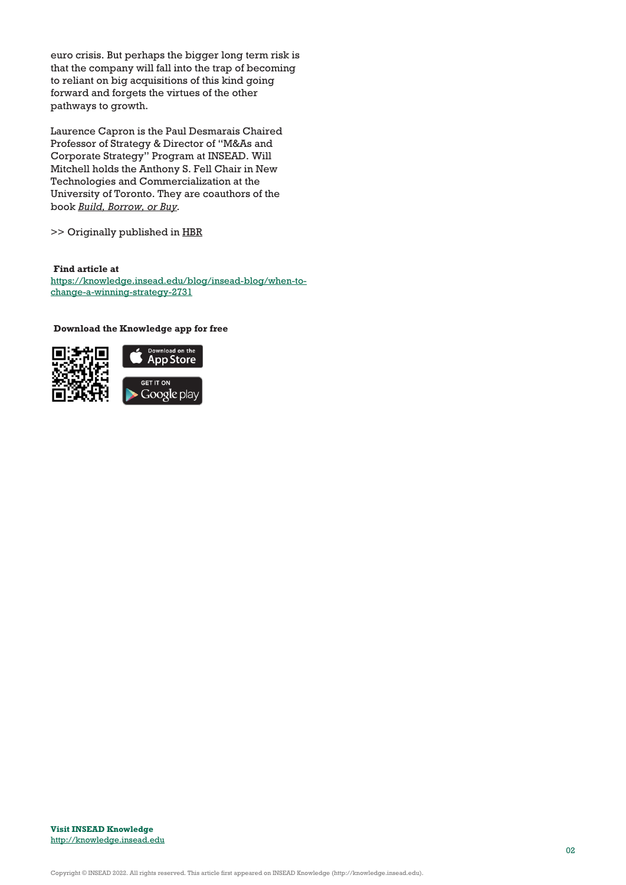euro crisis. But perhaps the bigger long term risk is that the company will fall into the trap of becoming to reliant on big acquisitions of this kind going forward and forgets the virtues of the other pathways to growth.

Laurence Capron is the Paul Desmarais Chaired Professor of Strategy & Director of "M&As and Corporate Strategy" Program at INSEAD. Will Mitchell holds the Anthony S. Fell Chair in New Technologies and Commercialization at the University of Toronto. They are coauthors of the book *Build, Borrow, or Buy*.

>> Originally published in HBR

**Find article at**
https://knowledge.insead.edu/blog/insead-blog/when-to-change-a-winning-strategy-2731

**Download the Knowledge app for free**

**Visit INSEAD Knowledge**
http://knowledge.insead.edu

Copyright © INSEAD 2022. All rights reserved. This article first appeared on INSEAD Knowledge (http://knowledge.insead.edu).